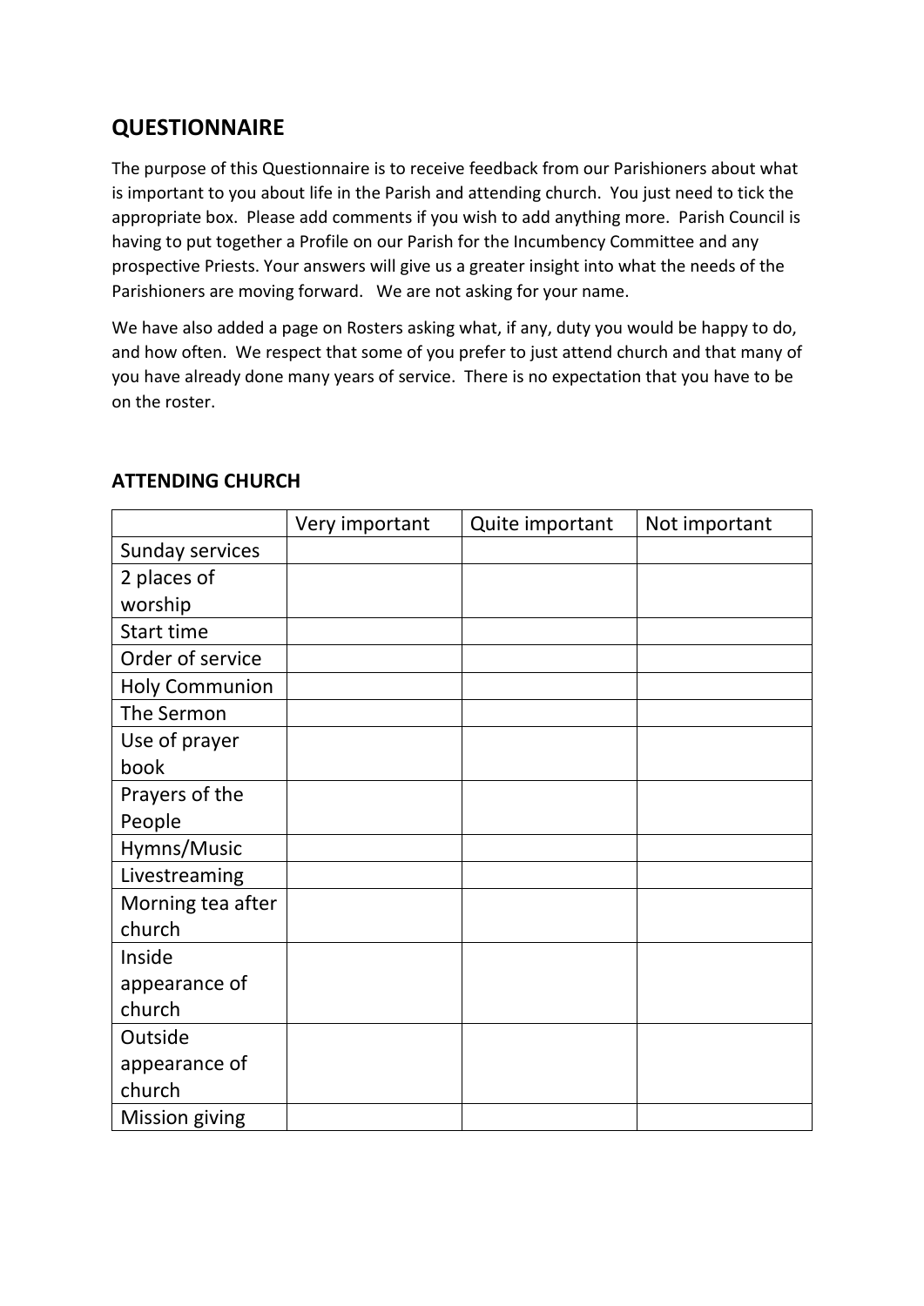## QUESTIONNAIRE

The purpose of this Questionnaire is to receive feedback from our Parishioners about what is important to you about life in the Parish and attending church. You just need to tick the appropriate box. Please add comments if you wish to add anything more. Parish Council is having to put together a Profile on our Parish for the Incumbency Committee and any prospective Priests. Your answers will give us a greater insight into what the needs of the Parishioners are moving forward. We are not asking for your name.

We have also added a page on Rosters asking what, if any, duty you would be happy to do, and how often. We respect that some of you prefer to just attend church and that many of you have already done many years of service. There is no expectation that you have to be on the roster.

### ATTENDING CHURCH

| | Very important | Quite important | Not important |
|---|---|---|---|
| Sunday services | | | |
| 2 places of worship | | | |
| Start time | | | |
| Order of service | | | |
| Holy Communion | | | |
| The Sermon | | | |
| Use of prayer book | | | |
| Prayers of the People | | | |
| Hymns/Music | | | |
| Livestreaming | | | |
| Morning tea after church | | | |
| Inside appearance of church | | | |
| Outside appearance of church | | | |
| Mission giving | | | |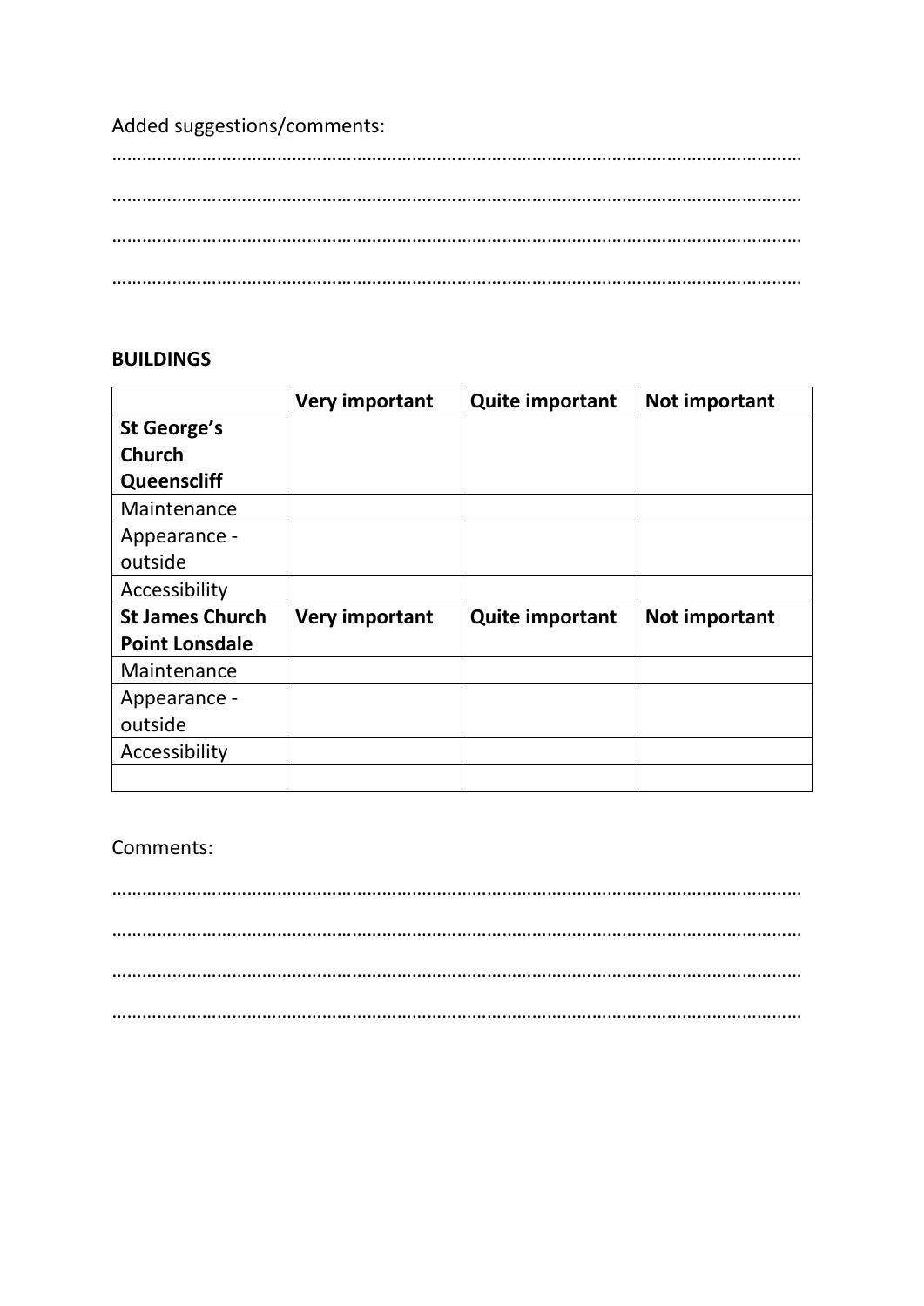Added suggestions/comments:

………………………………………………………………………………………………………………………

………………………………………………………………………………………………………………………

………………………………………………………………………………………………………………………

………………………………………………………………………………………………………………………

**BUILDINGS**

| | **Very important** | **Quite important** | **Not important** |
|---|---|---|---|
| **St George's Church Queenscliff** | | | |
| Maintenance | | | |
| Appearance - outside | | | |
| Accessibility | | | |
| **St James Church Point Lonsdale** | **Very important** | **Quite important** | **Not important** |
| Maintenance | | | |
| Appearance - outside | | | |
| Accessibility | | | |
| | | | |

Comments:

………………………………………………………………………………………………………………………

………………………………………………………………………………………………………………………

………………………………………………………………………………………………………………………

………………………………………………………………………………………………………………………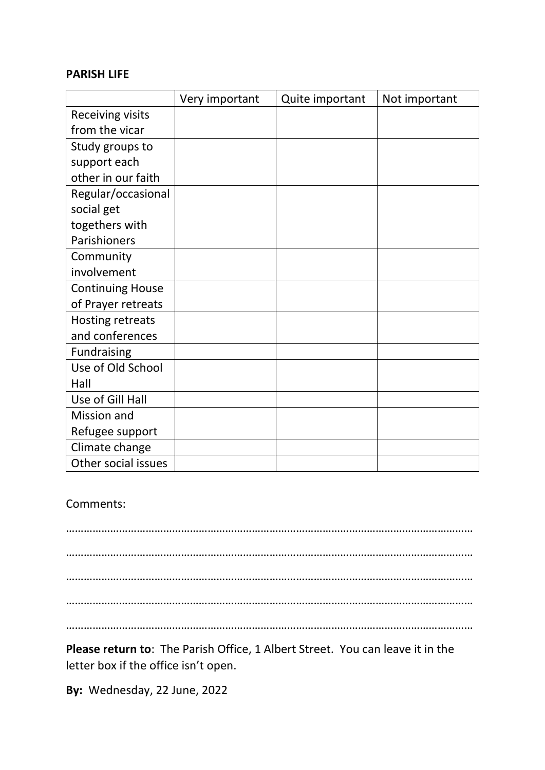**PARISH LIFE**

| | Very important | Quite important | Not important |
|---|---|---|---|
| Receiving visits from the vicar | | | |
| Study groups to support each other in our faith | | | |
| Regular/occasional social get togethers with Parishioners | | | |
| Community involvement | | | |
| Continuing House of Prayer retreats | | | |
| Hosting retreats and conferences | | | |
| Fundraising | | | |
| Use of Old School Hall | | | |
| Use of Gill Hall | | | |
| Mission and Refugee support | | | |
| Climate change | | | |
| Other social issues | | | |

Comments:

………………………………………………………………………………………………………………………

………………………………………………………………………………………………………………………

………………………………………………………………………………………………………………………

………………………………………………………………………………………………………………………

………………………………………………………………………………………………………………………

**Please return to**: The Parish Office, 1 Albert Street. You can leave it in the letter box if the office isn't open.

**By:** Wednesday, 22 June, 2022